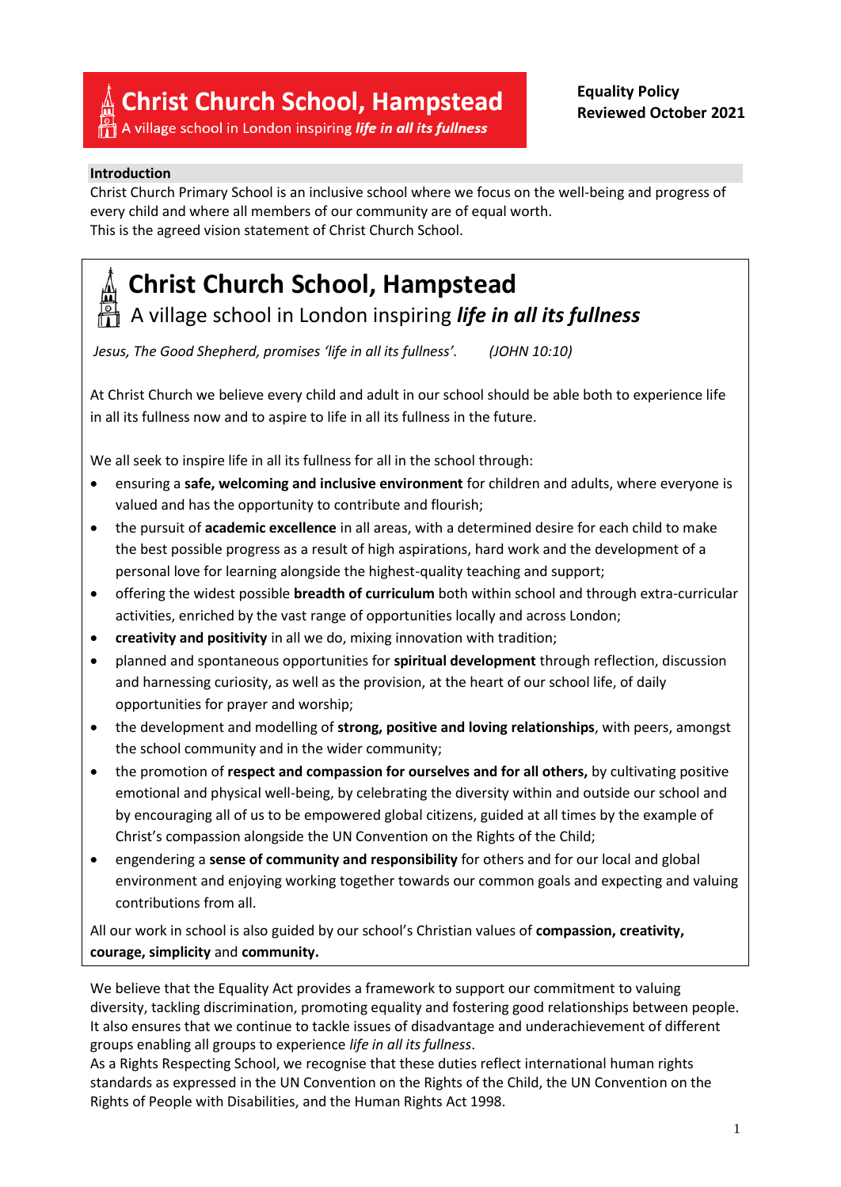# Christ Church School, Hampstead

A village school in London inspiring ***life in all its fullness***

**Equality Policy**
**Reviewed October 2021**

## Introduction

Christ Church Primary School is an inclusive school where we focus on the well-being and progress of every child and where all members of our community are of equal worth.
This is the agreed vision statement of Christ Church School.

## Christ Church School, Hampstead

A village school in London inspiring ***life in all its fullness***

*Jesus, The Good Shepherd, promises 'life in all its fullness'. (JOHN 10:10)*

At Christ Church we believe every child and adult in our school should be able both to experience life in all its fullness now and to aspire to life in all its fullness in the future.

We all seek to inspire life in all its fullness for all in the school through:

- ensuring a **safe, welcoming and inclusive environment** for children and adults, where everyone is valued and has the opportunity to contribute and flourish;
- the pursuit of **academic excellence** in all areas, with a determined desire for each child to make the best possible progress as a result of high aspirations, hard work and the development of a personal love for learning alongside the highest-quality teaching and support;
- offering the widest possible **breadth of curriculum** both within school and through extra-curricular activities, enriched by the vast range of opportunities locally and across London;
- **creativity and positivity** in all we do, mixing innovation with tradition;
- planned and spontaneous opportunities for **spiritual development** through reflection, discussion and harnessing curiosity, as well as the provision, at the heart of our school life, of daily opportunities for prayer and worship;
- the development and modelling of **strong, positive and loving relationships**, with peers, amongst the school community and in the wider community;
- the promotion of **respect and compassion for ourselves and for all others,** by cultivating positive emotional and physical well-being, by celebrating the diversity within and outside our school and by encouraging all of us to be empowered global citizens, guided at all times by the example of Christ's compassion alongside the UN Convention on the Rights of the Child;
- engendering a **sense of community and responsibility** for others and for our local and global environment and enjoying working together towards our common goals and expecting and valuing contributions from all.

All our work in school is also guided by our school's Christian values of **compassion, creativity, courage, simplicity** and **community.**

We believe that the Equality Act provides a framework to support our commitment to valuing diversity, tackling discrimination, promoting equality and fostering good relationships between people. It also ensures that we continue to tackle issues of disadvantage and underachievement of different groups enabling all groups to experience *life in all its fullness*.
As a Rights Respecting School, we recognise that these duties reflect international human rights standards as expressed in the UN Convention on the Rights of the Child, the UN Convention on the Rights of People with Disabilities, and the Human Rights Act 1998.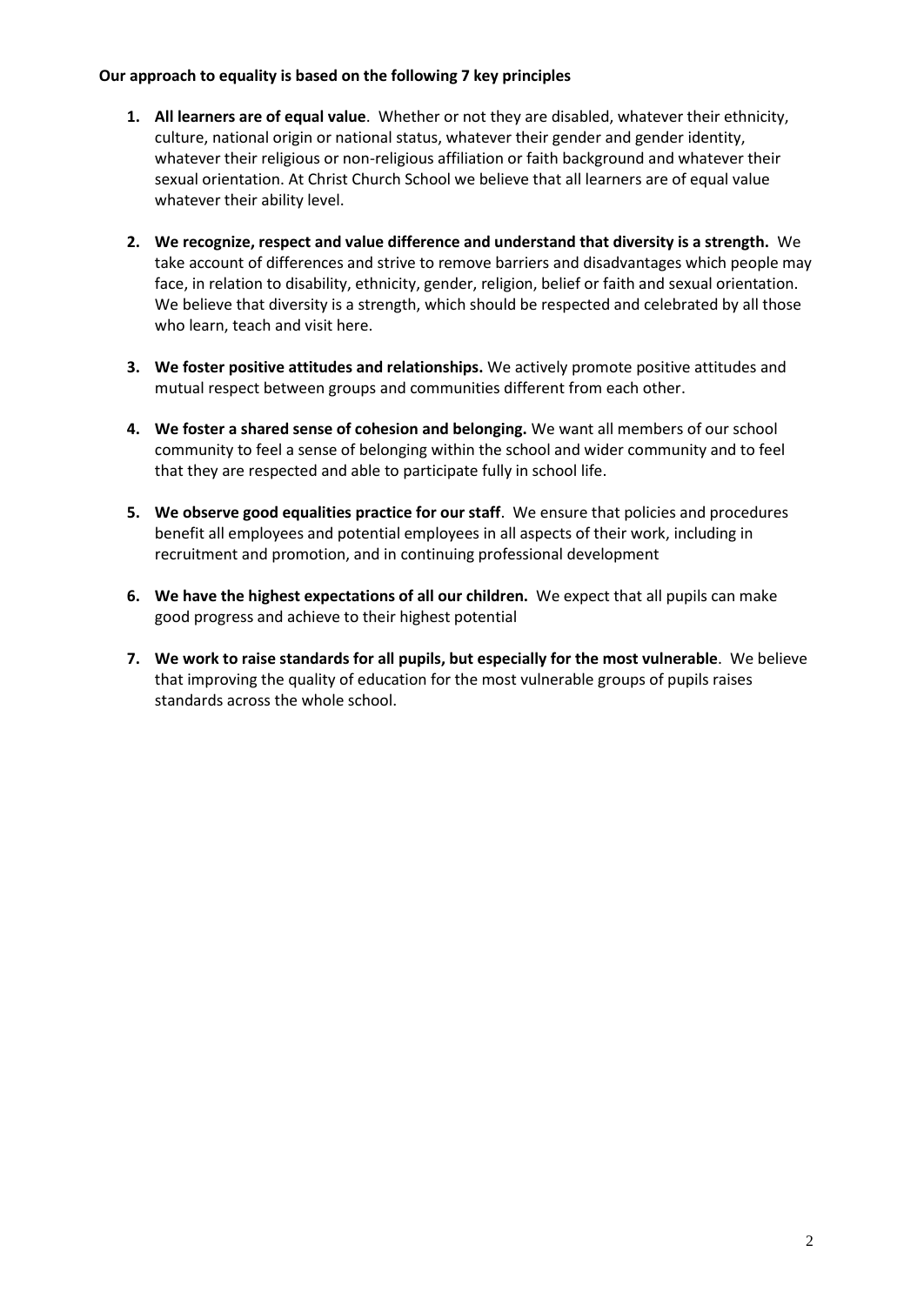**Our approach to equality is based on the following 7 key principles**

1. **All learners are of equal value**. Whether or not they are disabled, whatever their ethnicity, culture, national origin or national status, whatever their gender and gender identity, whatever their religious or non-religious affiliation or faith background and whatever their sexual orientation. At Christ Church School we believe that all learners are of equal value whatever their ability level.

2. **We recognize, respect and value difference and understand that diversity is a strength.** We take account of differences and strive to remove barriers and disadvantages which people may face, in relation to disability, ethnicity, gender, religion, belief or faith and sexual orientation. We believe that diversity is a strength, which should be respected and celebrated by all those who learn, teach and visit here.

3. **We foster positive attitudes and relationships.** We actively promote positive attitudes and mutual respect between groups and communities different from each other.

4. **We foster a shared sense of cohesion and belonging.** We want all members of our school community to feel a sense of belonging within the school and wider community and to feel that they are respected and able to participate fully in school life.

5. **We observe good equalities practice for our staff**. We ensure that policies and procedures benefit all employees and potential employees in all aspects of their work, including in recruitment and promotion, and in continuing professional development

6. **We have the highest expectations of all our children.** We expect that all pupils can make good progress and achieve to their highest potential

7. **We work to raise standards for all pupils, but especially for the most vulnerable**. We believe that improving the quality of education for the most vulnerable groups of pupils raises standards across the whole school.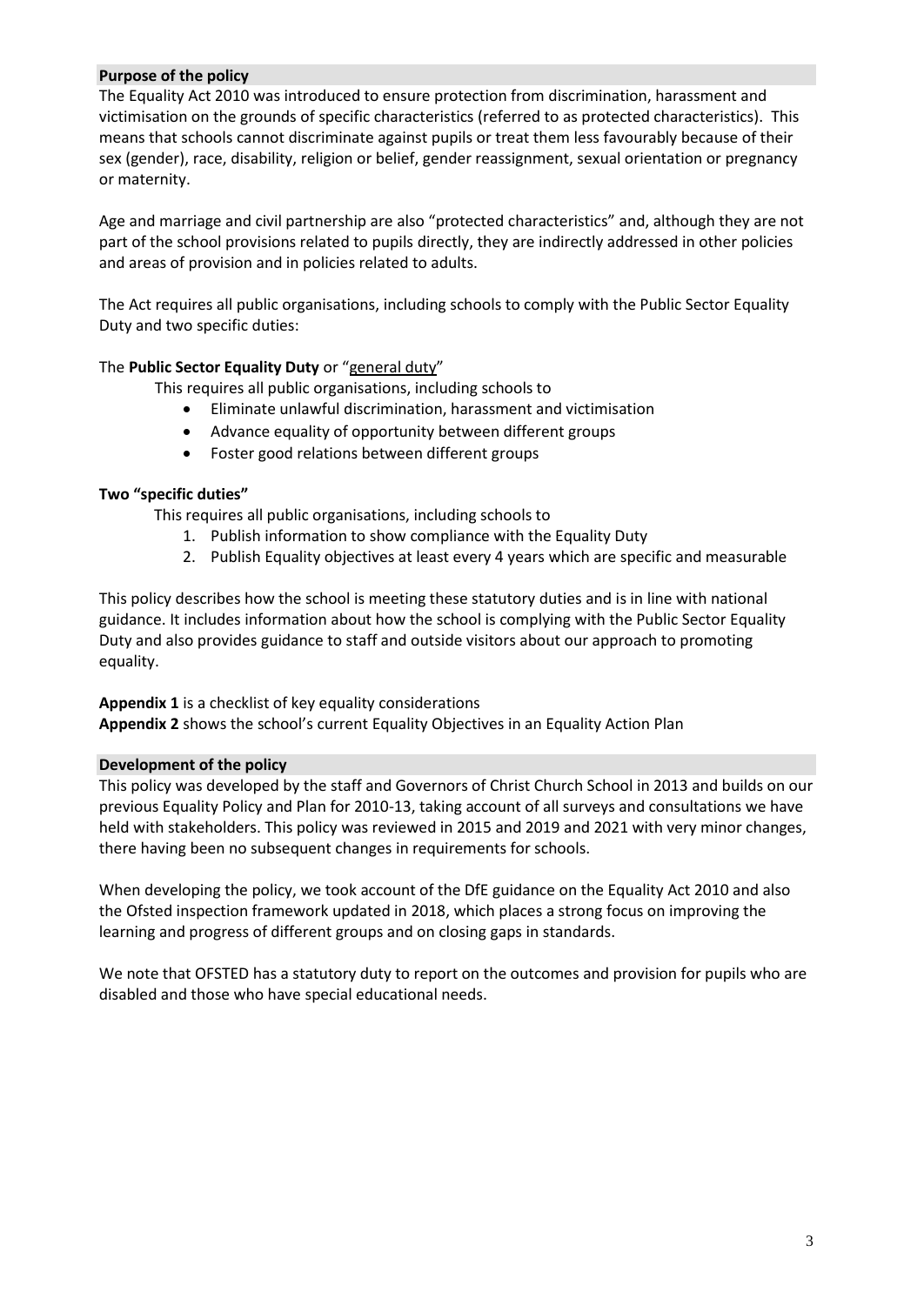## Purpose of the policy

The Equality Act 2010 was introduced to ensure protection from discrimination, harassment and victimisation on the grounds of specific characteristics (referred to as protected characteristics). This means that schools cannot discriminate against pupils or treat them less favourably because of their sex (gender), race, disability, religion or belief, gender reassignment, sexual orientation or pregnancy or maternity.

Age and marriage and civil partnership are also "protected characteristics" and, although they are not part of the school provisions related to pupils directly, they are indirectly addressed in other policies and areas of provision and in policies related to adults.

The Act requires all public organisations, including schools to comply with the Public Sector Equality Duty and two specific duties:

The **Public Sector Equality Duty** or "general duty"

This requires all public organisations, including schools to

- Eliminate unlawful discrimination, harassment and victimisation
- Advance equality of opportunity between different groups
- Foster good relations between different groups

**Two "specific duties"**

This requires all public organisations, including schools to

1. Publish information to show compliance with the Equality Duty
2. Publish Equality objectives at least every 4 years which are specific and measurable

This policy describes how the school is meeting these statutory duties and is in line with national guidance. It includes information about how the school is complying with the Public Sector Equality Duty and also provides guidance to staff and outside visitors about our approach to promoting equality.

**Appendix 1** is a checklist of key equality considerations
**Appendix 2** shows the school's current Equality Objectives in an Equality Action Plan

## Development of the policy

This policy was developed by the staff and Governors of Christ Church School in 2013 and builds on our previous Equality Policy and Plan for 2010-13, taking account of all surveys and consultations we have held with stakeholders. This policy was reviewed in 2015 and 2019 and 2021 with very minor changes, there having been no subsequent changes in requirements for schools.

When developing the policy, we took account of the DfE guidance on the Equality Act 2010 and also the Ofsted inspection framework updated in 2018, which places a strong focus on improving the learning and progress of different groups and on closing gaps in standards.

We note that OFSTED has a statutory duty to report on the outcomes and provision for pupils who are disabled and those who have special educational needs.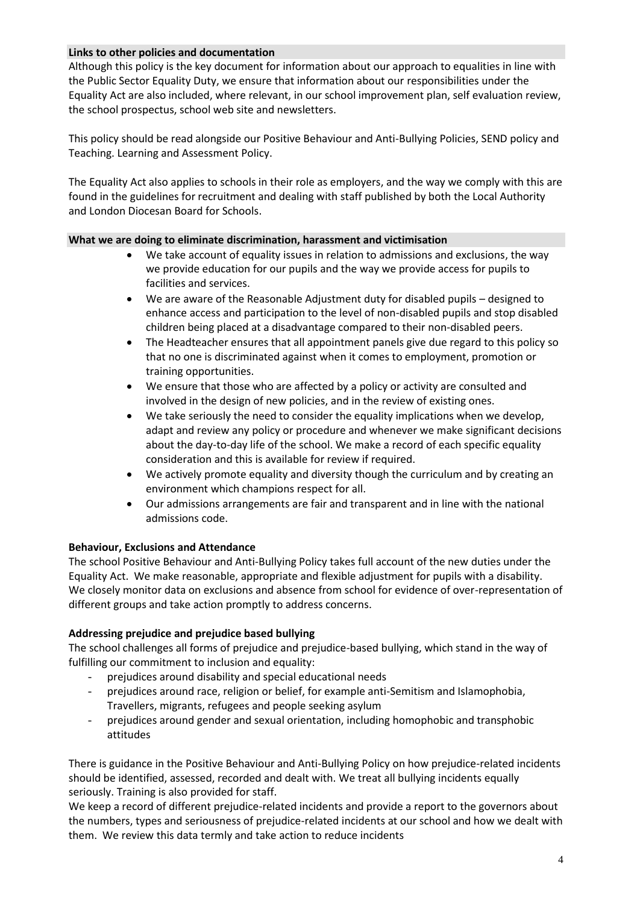## Links to other policies and documentation

Although this policy is the key document for information about our approach to equalities in line with the Public Sector Equality Duty, we ensure that information about our responsibilities under the Equality Act are also included, where relevant, in our school improvement plan, self evaluation review, the school prospectus, school web site and newsletters.

This policy should be read alongside our Positive Behaviour and Anti-Bullying Policies, SEND policy and Teaching. Learning and Assessment Policy.

The Equality Act also applies to schools in their role as employers, and the way we comply with this are found in the guidelines for recruitment and dealing with staff published by both the Local Authority and London Diocesan Board for Schools.

## What we are doing to eliminate discrimination, harassment and victimisation

- We take account of equality issues in relation to admissions and exclusions, the way we provide education for our pupils and the way we provide access for pupils to facilities and services.
- We are aware of the Reasonable Adjustment duty for disabled pupils – designed to enhance access and participation to the level of non-disabled pupils and stop disabled children being placed at a disadvantage compared to their non-disabled peers.
- The Headteacher ensures that all appointment panels give due regard to this policy so that no one is discriminated against when it comes to employment, promotion or training opportunities.
- We ensure that those who are affected by a policy or activity are consulted and involved in the design of new policies, and in the review of existing ones.
- We take seriously the need to consider the equality implications when we develop, adapt and review any policy or procedure and whenever we make significant decisions about the day-to-day life of the school. We make a record of each specific equality consideration and this is available for review if required.
- We actively promote equality and diversity though the curriculum and by creating an environment which champions respect for all.
- Our admissions arrangements are fair and transparent and in line with the national admissions code.

### Behaviour, Exclusions and Attendance

The school Positive Behaviour and Anti-Bullying Policy takes full account of the new duties under the Equality Act. We make reasonable, appropriate and flexible adjustment for pupils with a disability. We closely monitor data on exclusions and absence from school for evidence of over-representation of different groups and take action promptly to address concerns.

### Addressing prejudice and prejudice based bullying

The school challenges all forms of prejudice and prejudice-based bullying, which stand in the way of fulfilling our commitment to inclusion and equality:

- prejudices around disability and special educational needs
- prejudices around race, religion or belief, for example anti-Semitism and Islamophobia, Travellers, migrants, refugees and people seeking asylum
- prejudices around gender and sexual orientation, including homophobic and transphobic attitudes

There is guidance in the Positive Behaviour and Anti-Bullying Policy on how prejudice-related incidents should be identified, assessed, recorded and dealt with. We treat all bullying incidents equally seriously. Training is also provided for staff.

We keep a record of different prejudice-related incidents and provide a report to the governors about the numbers, types and seriousness of prejudice-related incidents at our school and how we dealt with them. We review this data termly and take action to reduce incidents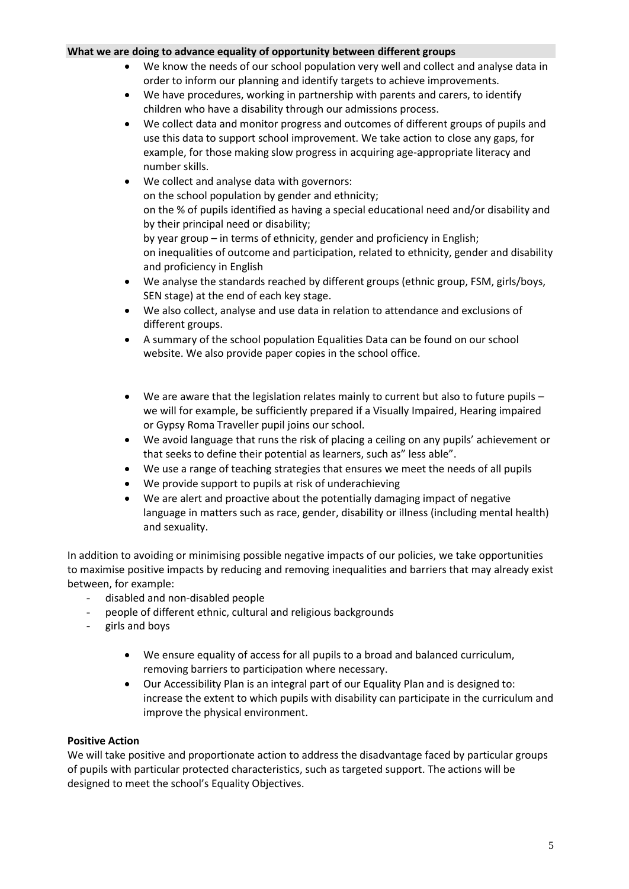**What we are doing to advance equality of opportunity between different groups**

- We know the needs of our school population very well and collect and analyse data in order to inform our planning and identify targets to achieve improvements.
- We have procedures, working in partnership with parents and carers, to identify children who have a disability through our admissions process.
- We collect data and monitor progress and outcomes of different groups of pupils and use this data to support school improvement. We take action to close any gaps, for example, for those making slow progress in acquiring age-appropriate literacy and number skills.
- We collect and analyse data with governors:
  on the school population by gender and ethnicity;
  on the % of pupils identified as having a special educational need and/or disability and by their principal need or disability;
  by year group – in terms of ethnicity, gender and proficiency in English;
  on inequalities of outcome and participation, related to ethnicity, gender and disability and proficiency in English
- We analyse the standards reached by different groups (ethnic group, FSM, girls/boys, SEN stage) at the end of each key stage.
- We also collect, analyse and use data in relation to attendance and exclusions of different groups.
- A summary of the school population Equalities Data can be found on our school website. We also provide paper copies in the school office.

- We are aware that the legislation relates mainly to current but also to future pupils – we will for example, be sufficiently prepared if a Visually Impaired, Hearing impaired or Gypsy Roma Traveller pupil joins our school.
- We avoid language that runs the risk of placing a ceiling on any pupils' achievement or that seeks to define their potential as learners, such as" less able".
- We use a range of teaching strategies that ensures we meet the needs of all pupils
- We provide support to pupils at risk of underachieving
- We are alert and proactive about the potentially damaging impact of negative language in matters such as race, gender, disability or illness (including mental health) and sexuality.

In addition to avoiding or minimising possible negative impacts of our policies, we take opportunities to maximise positive impacts by reducing and removing inequalities and barriers that may already exist between, for example:

- disabled and non-disabled people
- people of different ethnic, cultural and religious backgrounds
- girls and boys

- We ensure equality of access for all pupils to a broad and balanced curriculum, removing barriers to participation where necessary.
- Our Accessibility Plan is an integral part of our Equality Plan and is designed to: increase the extent to which pupils with disability can participate in the curriculum and improve the physical environment.

**Positive Action**

We will take positive and proportionate action to address the disadvantage faced by particular groups of pupils with particular protected characteristics, such as targeted support. The actions will be designed to meet the school's Equality Objectives.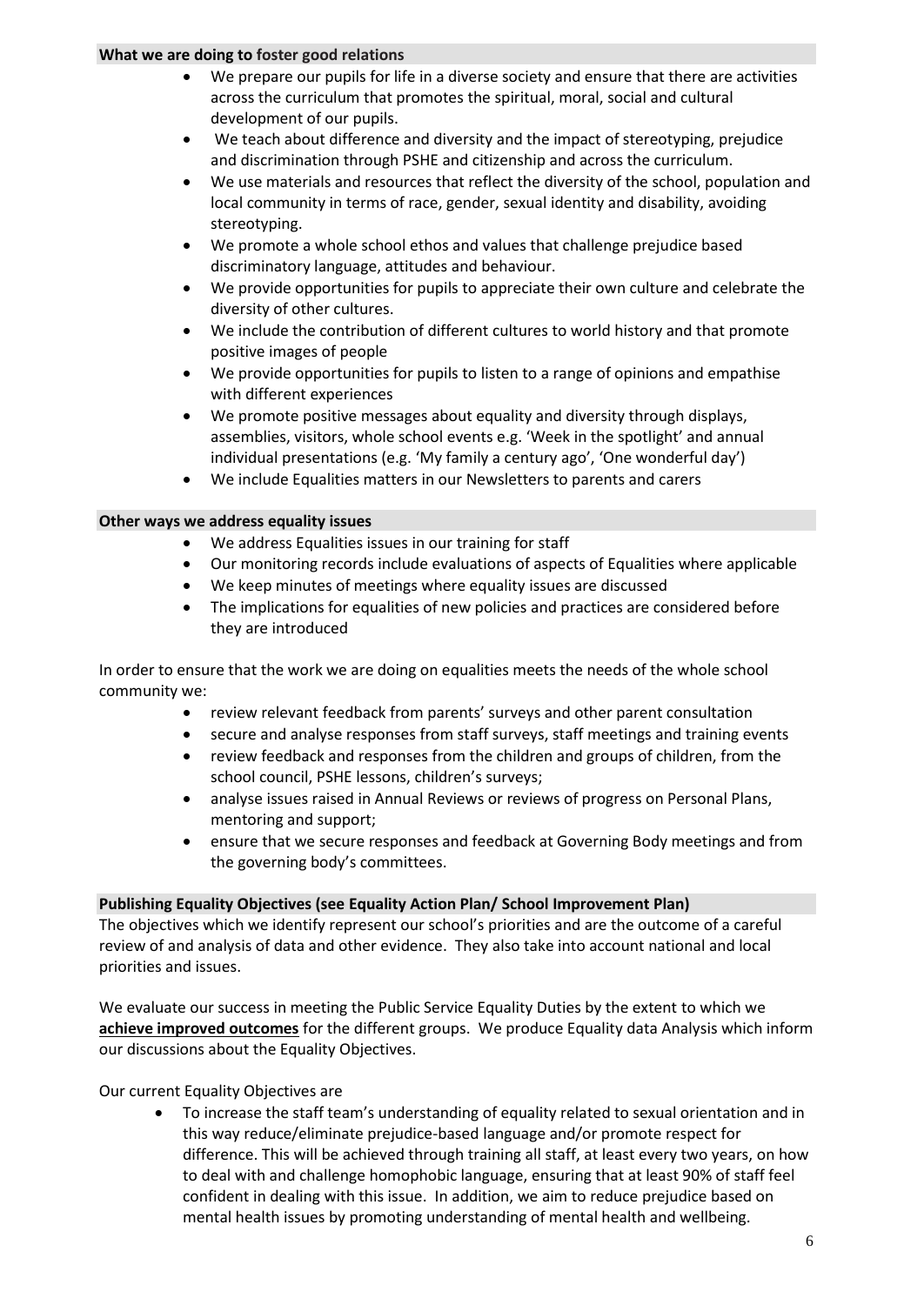### What we are doing to foster good relations

- We prepare our pupils for life in a diverse society and ensure that there are activities across the curriculum that promotes the spiritual, moral, social and cultural development of our pupils.
- We teach about difference and diversity and the impact of stereotyping, prejudice and discrimination through PSHE and citizenship and across the curriculum.
- We use materials and resources that reflect the diversity of the school, population and local community in terms of race, gender, sexual identity and disability, avoiding stereotyping.
- We promote a whole school ethos and values that challenge prejudice based discriminatory language, attitudes and behaviour.
- We provide opportunities for pupils to appreciate their own culture and celebrate the diversity of other cultures.
- We include the contribution of different cultures to world history and that promote positive images of people
- We provide opportunities for pupils to listen to a range of opinions and empathise with different experiences
- We promote positive messages about equality and diversity through displays, assemblies, visitors, whole school events e.g. 'Week in the spotlight' and annual individual presentations (e.g. 'My family a century ago', 'One wonderful day')
- We include Equalities matters in our Newsletters to parents and carers

### Other ways we address equality issues

- We address Equalities issues in our training for staff
- Our monitoring records include evaluations of aspects of Equalities where applicable
- We keep minutes of meetings where equality issues are discussed
- The implications for equalities of new policies and practices are considered before they are introduced

In order to ensure that the work we are doing on equalities meets the needs of the whole school community we:

- review relevant feedback from parents' surveys and other parent consultation
- secure and analyse responses from staff surveys, staff meetings and training events
- review feedback and responses from the children and groups of children, from the school council, PSHE lessons, children's surveys;
- analyse issues raised in Annual Reviews or reviews of progress on Personal Plans, mentoring and support;
- ensure that we secure responses and feedback at Governing Body meetings and from the governing body's committees.

### Publishing Equality Objectives (see Equality Action Plan/ School Improvement Plan)

The objectives which we identify represent our school's priorities and are the outcome of a careful review of and analysis of data and other evidence. They also take into account national and local priorities and issues.

We evaluate our success in meeting the Public Service Equality Duties by the extent to which we **achieve improved outcomes** for the different groups. We produce Equality data Analysis which inform our discussions about the Equality Objectives.

Our current Equality Objectives are

- To increase the staff team's understanding of equality related to sexual orientation and in this way reduce/eliminate prejudice-based language and/or promote respect for difference. This will be achieved through training all staff, at least every two years, on how to deal with and challenge homophobic language, ensuring that at least 90% of staff feel confident in dealing with this issue. In addition, we aim to reduce prejudice based on mental health issues by promoting understanding of mental health and wellbeing.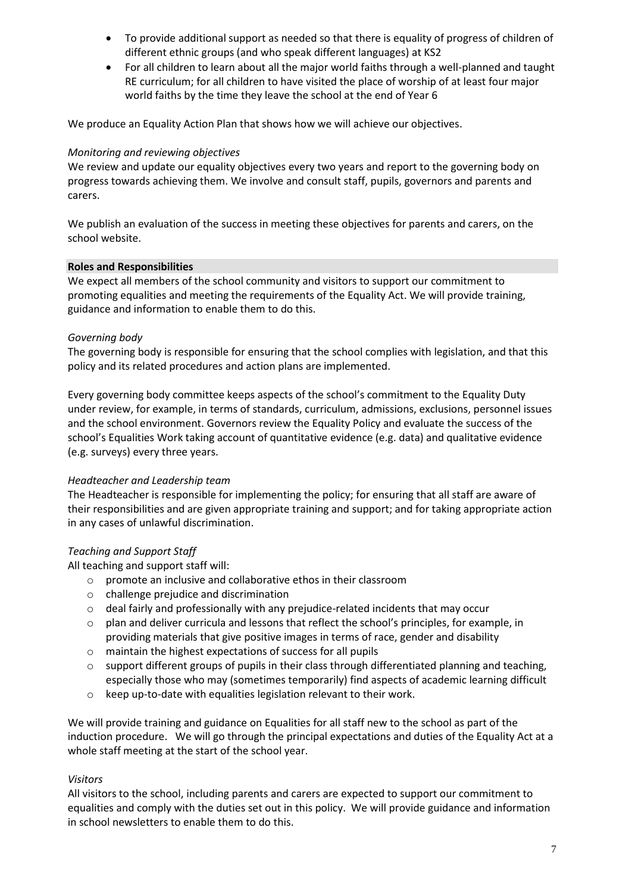- To provide additional support as needed so that there is equality of progress of children of different ethnic groups (and who speak different languages) at KS2
- For all children to learn about all the major world faiths through a well-planned and taught RE curriculum; for all children to have visited the place of worship of at least four major world faiths by the time they leave the school at the end of Year 6

We produce an Equality Action Plan that shows how we will achieve our objectives.

*Monitoring and reviewing objectives*

We review and update our equality objectives every two years and report to the governing body on progress towards achieving them. We involve and consult staff, pupils, governors and parents and carers.

We publish an evaluation of the success in meeting these objectives for parents and carers, on the school website.

## Roles and Responsibilities

We expect all members of the school community and visitors to support our commitment to promoting equalities and meeting the requirements of the Equality Act. We will provide training, guidance and information to enable them to do this.

*Governing body*

The governing body is responsible for ensuring that the school complies with legislation, and that this policy and its related procedures and action plans are implemented.

Every governing body committee keeps aspects of the school's commitment to the Equality Duty under review, for example, in terms of standards, curriculum, admissions, exclusions, personnel issues and the school environment. Governors review the Equality Policy and evaluate the success of the school's Equalities Work taking account of quantitative evidence (e.g. data) and qualitative evidence (e.g. surveys) every three years.

*Headteacher and Leadership team*

The Headteacher is responsible for implementing the policy; for ensuring that all staff are aware of their responsibilities and are given appropriate training and support; and for taking appropriate action in any cases of unlawful discrimination.

*Teaching and Support Staff*

All teaching and support staff will:

- promote an inclusive and collaborative ethos in their classroom
- challenge prejudice and discrimination
- deal fairly and professionally with any prejudice-related incidents that may occur
- plan and deliver curricula and lessons that reflect the school's principles, for example, in providing materials that give positive images in terms of race, gender and disability
- maintain the highest expectations of success for all pupils
- support different groups of pupils in their class through differentiated planning and teaching, especially those who may (sometimes temporarily) find aspects of academic learning difficult
- keep up-to-date with equalities legislation relevant to their work.

We will provide training and guidance on Equalities for all staff new to the school as part of the induction procedure. We will go through the principal expectations and duties of the Equality Act at a whole staff meeting at the start of the school year.

*Visitors*

All visitors to the school, including parents and carers are expected to support our commitment to equalities and comply with the duties set out in this policy. We will provide guidance and information in school newsletters to enable them to do this.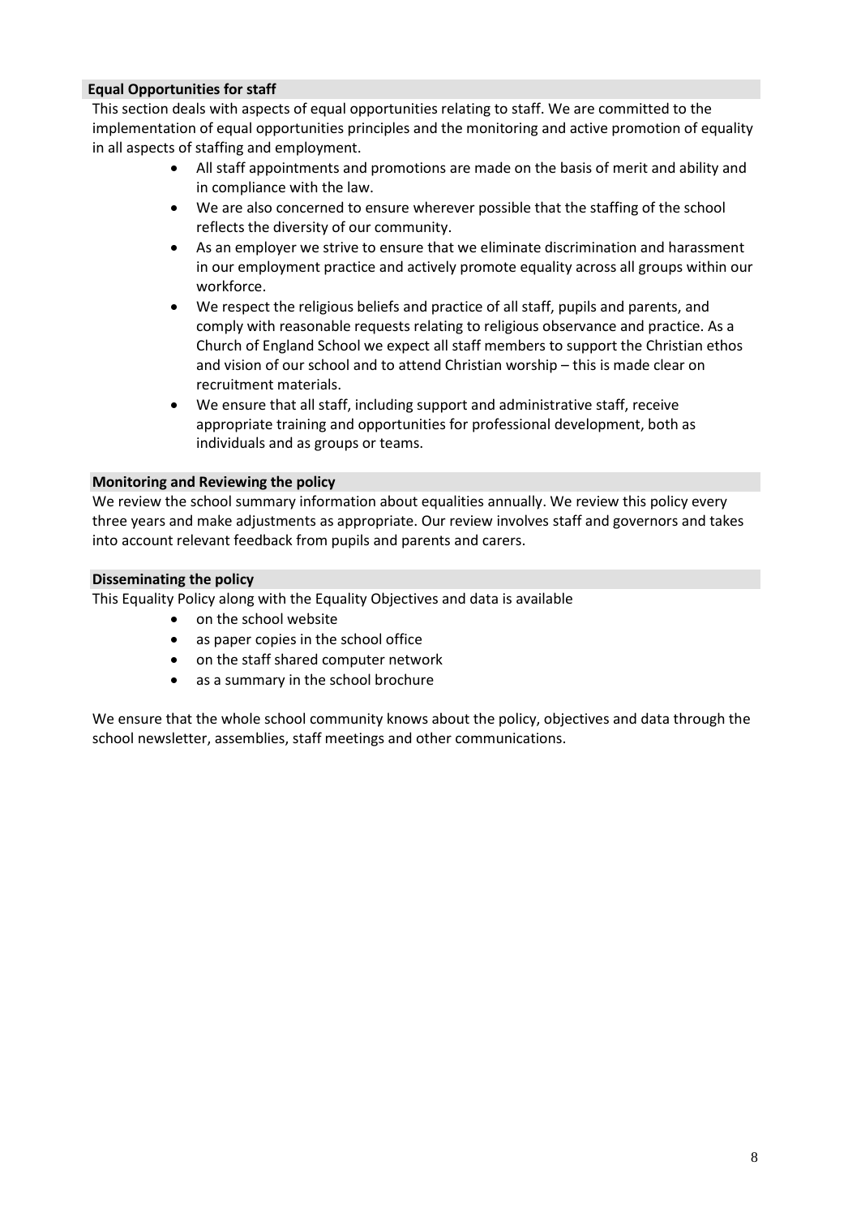### Equal Opportunities for staff

This section deals with aspects of equal opportunities relating to staff. We are committed to the implementation of equal opportunities principles and the monitoring and active promotion of equality in all aspects of staffing and employment.

- All staff appointments and promotions are made on the basis of merit and ability and in compliance with the law.
- We are also concerned to ensure wherever possible that the staffing of the school reflects the diversity of our community.
- As an employer we strive to ensure that we eliminate discrimination and harassment in our employment practice and actively promote equality across all groups within our workforce.
- We respect the religious beliefs and practice of all staff, pupils and parents, and comply with reasonable requests relating to religious observance and practice. As a Church of England School we expect all staff members to support the Christian ethos and vision of our school and to attend Christian worship – this is made clear on recruitment materials.
- We ensure that all staff, including support and administrative staff, receive appropriate training and opportunities for professional development, both as individuals and as groups or teams.

### Monitoring and Reviewing the policy

We review the school summary information about equalities annually. We review this policy every three years and make adjustments as appropriate. Our review involves staff and governors and takes into account relevant feedback from pupils and parents and carers.

### Disseminating the policy

This Equality Policy along with the Equality Objectives and data is available

- on the school website
- as paper copies in the school office
- on the staff shared computer network
- as a summary in the school brochure

We ensure that the whole school community knows about the policy, objectives and data through the school newsletter, assemblies, staff meetings and other communications.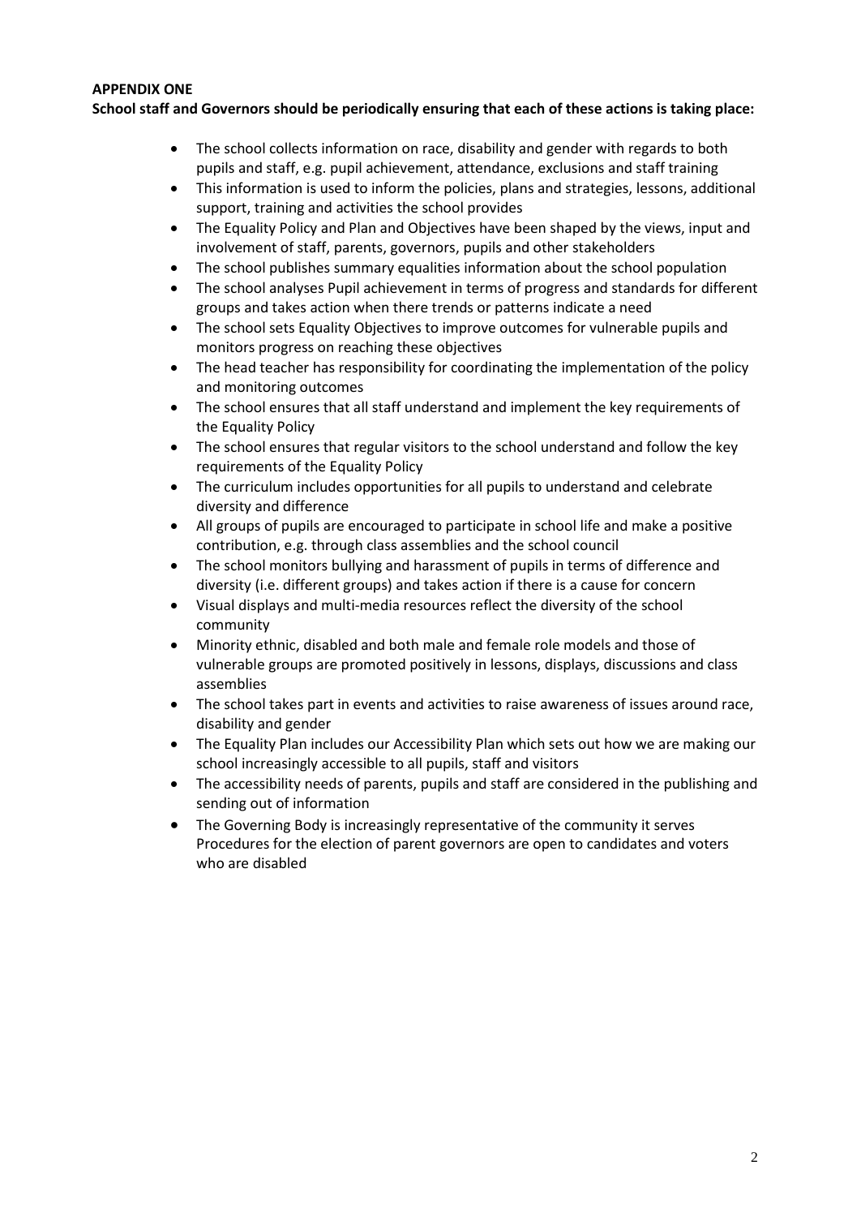**APPENDIX ONE**

**School staff and Governors should be periodically ensuring that each of these actions is taking place:**

- The school collects information on race, disability and gender with regards to both pupils and staff, e.g. pupil achievement, attendance, exclusions and staff training
- This information is used to inform the policies, plans and strategies, lessons, additional support, training and activities the school provides
- The Equality Policy and Plan and Objectives have been shaped by the views, input and involvement of staff, parents, governors, pupils and other stakeholders
- The school publishes summary equalities information about the school population
- The school analyses Pupil achievement in terms of progress and standards for different groups and takes action when there trends or patterns indicate a need
- The school sets Equality Objectives to improve outcomes for vulnerable pupils and monitors progress on reaching these objectives
- The head teacher has responsibility for coordinating the implementation of the policy and monitoring outcomes
- The school ensures that all staff understand and implement the key requirements of the Equality Policy
- The school ensures that regular visitors to the school understand and follow the key requirements of the Equality Policy
- The curriculum includes opportunities for all pupils to understand and celebrate diversity and difference
- All groups of pupils are encouraged to participate in school life and make a positive contribution, e.g. through class assemblies and the school council
- The school monitors bullying and harassment of pupils in terms of difference and diversity (i.e. different groups) and takes action if there is a cause for concern
- Visual displays and multi-media resources reflect the diversity of the school community
- Minority ethnic, disabled and both male and female role models and those of vulnerable groups are promoted positively in lessons, displays, discussions and class assemblies
- The school takes part in events and activities to raise awareness of issues around race, disability and gender
- The Equality Plan includes our Accessibility Plan which sets out how we are making our school increasingly accessible to all pupils, staff and visitors
- The accessibility needs of parents, pupils and staff are considered in the publishing and sending out of information
- The Governing Body is increasingly representative of the community it serves Procedures for the election of parent governors are open to candidates and voters who are disabled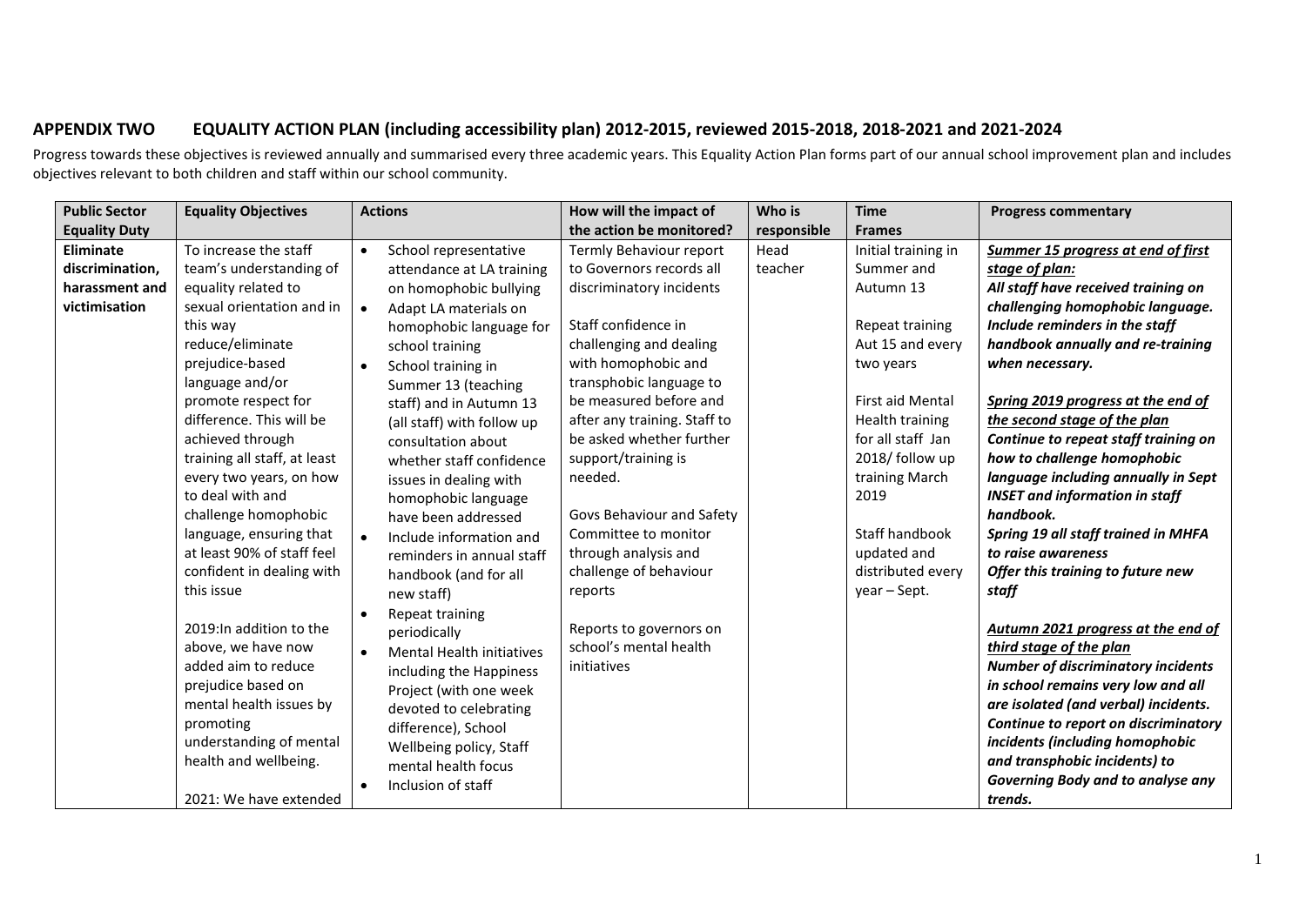## APPENDIX TWO EQUALITY ACTION PLAN (including accessibility plan) 2012-2015, reviewed 2015-2018, 2018-2021 and 2021-2024

Progress towards these objectives is reviewed annually and summarised every three academic years. This Equality Action Plan forms part of our annual school improvement plan and includes objectives relevant to both children and staff within our school community.

| Public Sector Equality Duty | Equality Objectives | Actions | How will the impact of the action be monitored? | Who is responsible | Time Frames | Progress commentary |
|---|---|---|---|---|---|---|
| **Eliminate discrimination, harassment and victimisation** | To increase the staff team's understanding of equality related to sexual orientation and in this way reduce/eliminate prejudice-based language and/or promote respect for difference. This will be achieved through training all staff, at least every two years, on how to deal with and challenge homophobic language, ensuring that at least 90% of staff feel confident in dealing with this issue<br><br>2019:In addition to the above, we have now added aim to reduce prejudice based on mental health issues by promoting understanding of mental health and wellbeing.<br><br>2021: We have extended | • School representative attendance at LA training on homophobic bullying<br>• Adapt LA materials on homophobic language for school training<br>• School training in Summer 13 (teaching staff) and in Autumn 13 (all staff) with follow up consultation about whether staff confidence issues in dealing with homophobic language have been addressed<br>• Include information and reminders in annual staff handbook (and for all new staff)<br>• Repeat training periodically<br>• Mental Health initiatives including the Happiness Project (with one week devoted to celebrating difference), School Wellbeing policy, Staff mental health focus<br>• Inclusion of staff | Termly Behaviour report to Governors records all discriminatory incidents<br><br>Staff confidence in challenging and dealing with homophobic and transphobic language to be measured before and after any training. Staff to be asked whether further support/training is needed.<br><br>Govs Behaviour and Safety Committee to monitor through analysis and challenge of behaviour reports<br><br>Reports to governors on school's mental health initiatives | Head teacher | Initial training in Summer and Autumn 13<br><br>Repeat training Aut 15 and every two years<br><br>First aid Mental Health training for all staff Jan 2018/ follow up training March 2019<br><br>Staff handbook updated and distributed every year – Sept. | ***<u>Summer 15 progress at end of first stage of plan:</u>***<br>***All staff have received training on challenging homophobic language. Include reminders in the staff handbook annually and re-training when necessary.***<br><br>***<u>Spring 2019 progress at the end of the second stage of the plan</u>***<br>***Continue to repeat staff training on how to challenge homophobic language including annually in Sept INSET and information in staff handbook.***<br>***Spring 19 all staff trained in MHFA to raise awareness***<br>***Offer this training to future new staff***<br><br>***<u>Autumn 2021 progress at the end of third stage of the plan</u>***<br>***Number of discriminatory incidents in school remains very low and all are isolated (and verbal) incidents. Continue to report on discriminatory incidents (including homophobic and transphobic incidents) to Governing Body and to analyse any trends.*** |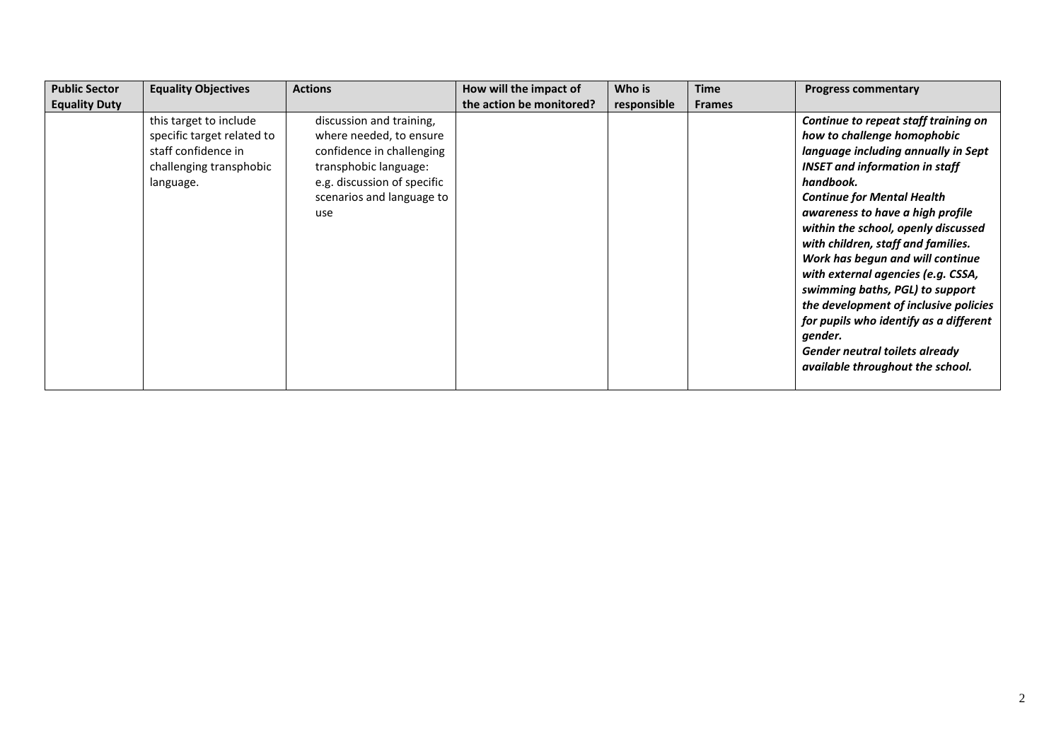| Public Sector Equality Duty | Equality Objectives | Actions | How will the impact of the action be monitored? | Who is responsible | Time Frames | Progress commentary |
|---|---|---|---|---|---|---|
| | this target to include specific target related to staff confidence in challenging transphobic language. | discussion and training, where needed, to ensure confidence in challenging transphobic language: e.g. discussion of specific scenarios and language to use | | | | ***Continue to repeat staff training on how to challenge homophobic language including annually in Sept INSET and information in staff handbook.*** <br> ***Continue for Mental Health awareness to have a high profile within the school, openly discussed with children, staff and families.*** <br> ***Work has begun and will continue with external agencies (e.g. CSSA, swimming baths, PGL) to support the development of inclusive policies for pupils who identify as a different gender.*** <br> ***Gender neutral toilets already available throughout the school.*** |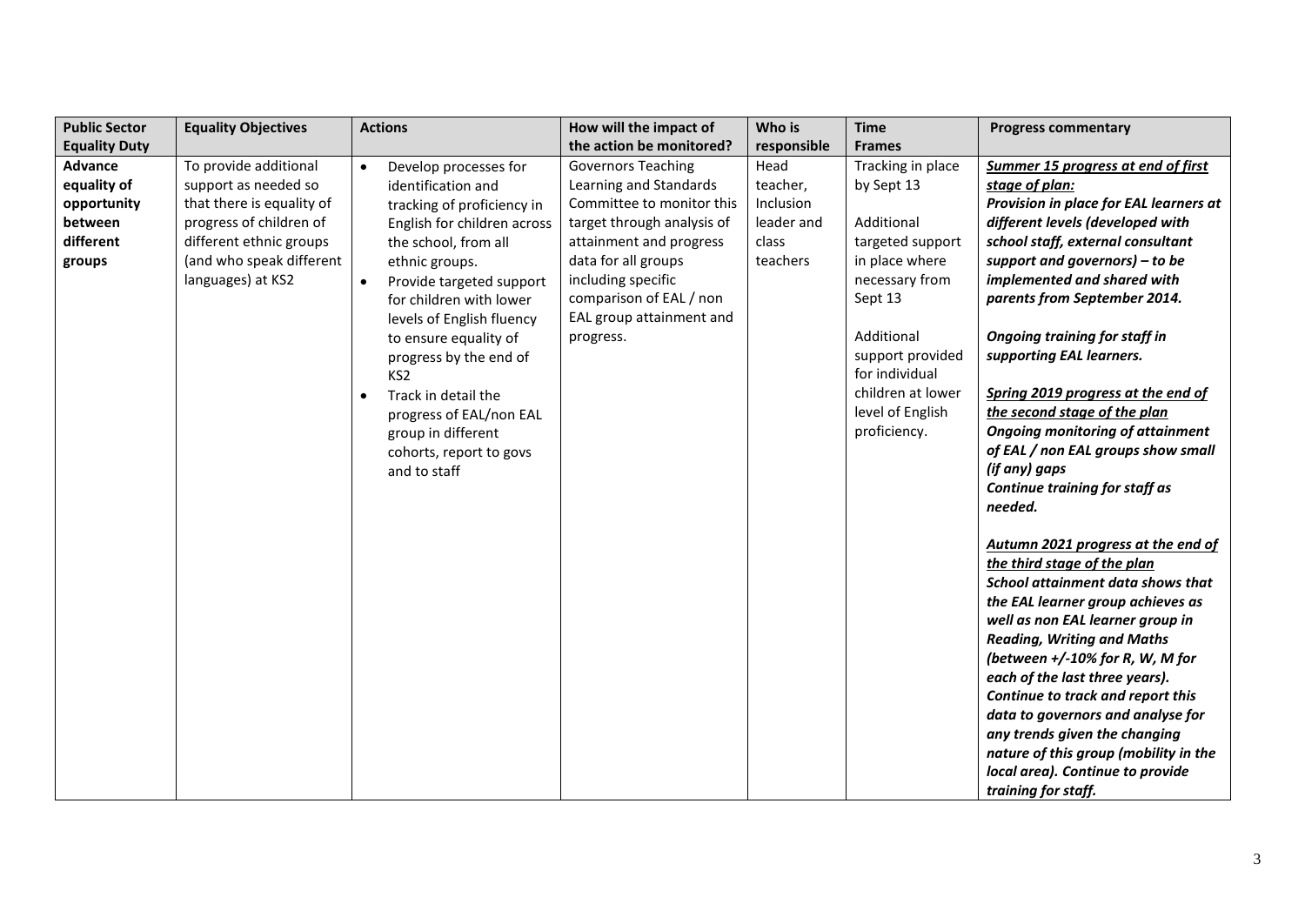| Public Sector Equality Duty | Equality Objectives | Actions | How will the impact of the action be monitored? | Who is responsible | Time Frames | Progress commentary |
|---|---|---|---|---|---|---|
| **Advance equality of opportunity between different groups** | To provide additional support as needed so that there is equality of progress of children of different ethnic groups (and who speak different languages) at KS2 | • Develop processes for identification and tracking of proficiency in English for children across the school, from all ethnic groups.<br>• Provide targeted support for children with lower levels of English fluency to ensure equality of progress by the end of KS2<br>• Track in detail the progress of EAL/non EAL group in different cohorts, report to govs and to staff | Governors Teaching Learning and Standards Committee to monitor this target through analysis of attainment and progress data for all groups including specific comparison of EAL / non EAL group attainment and progress. | Head teacher, Inclusion leader and class teachers | Tracking in place by Sept 13<br><br>Additional targeted support in place where necessary from Sept 13<br><br>Additional support provided for individual children at lower level of English proficiency. | ***Summer 15 progress at end of first stage of plan:***<br>***Provision in place for EAL learners at different levels (developed with school staff, external consultant support and governors) – to be implemented and shared with parents from September 2014.***<br><br>***Ongoing training for staff in supporting EAL learners.***<br><br>***Spring 2019 progress at the end of the second stage of the plan***<br>***Ongoing monitoring of attainment of EAL / non EAL groups show small (if any) gaps***<br>***Continue training for staff as needed.***<br><br>***Autumn 2021 progress at the end of the third stage of the plan***<br>***School attainment data shows that the EAL learner group achieves as well as non EAL learner group in Reading, Writing and Maths (between +/-10% for R, W, M for each of the last three years).***<br>***Continue to track and report this data to governors and analyse for any trends given the changing nature of this group (mobility in the local area). Continue to provide training for staff.*** |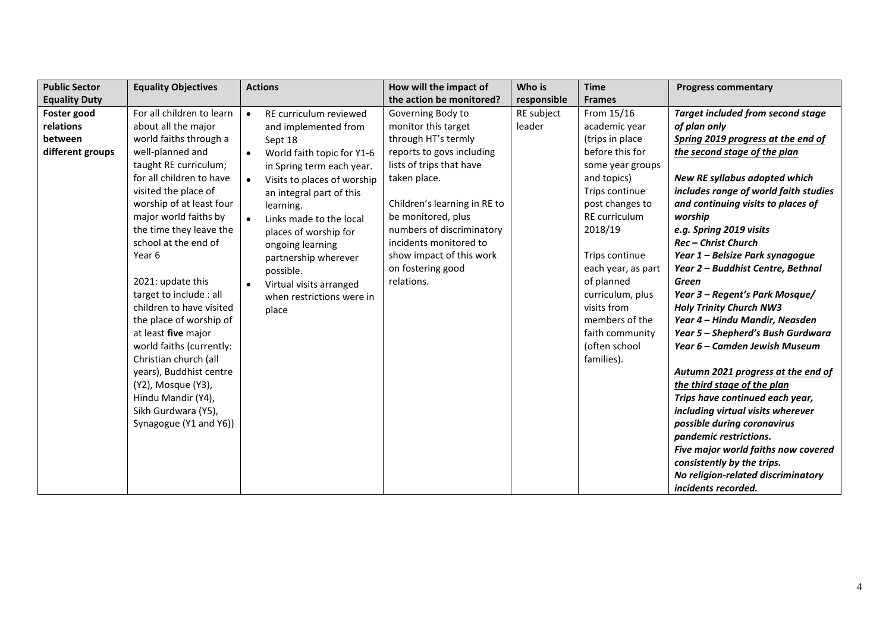| Public Sector Equality Duty | Equality Objectives | Actions | How will the impact of the action be monitored? | Who is responsible | Time Frames | Progress commentary |
|---|---|---|---|---|---|---|
| **Foster good relations between different groups** | For all children to learn about all the major world faiths through a well-planned and taught RE curriculum; for all children to have visited the place of worship of at least four major world faiths by the time they leave the school at the end of Year 6<br><br>2021: update this target to include : all children to have visited the place of worship of at least **five** major world faiths (currently: Christian church (all years), Buddhist centre (Y2), Mosque (Y3), Hindu Mandir (Y4), Sikh Gurdwara (Y5), Synagogue (Y1 and Y6)) | • RE curriculum reviewed and implemented from Sept 18<br>• World faith topic for Y1-6 in Spring term each year.<br>• Visits to places of worship an integral part of this learning.<br>• Links made to the local places of worship for ongoing learning partnership wherever possible.<br>• Virtual visits arranged when restrictions were in place | Governing Body to monitor this target through HT's termly reports to govs including lists of trips that have taken place.<br><br>Children's learning in RE to be monitored, plus numbers of discriminatory incidents monitored to show impact of this work on fostering good relations. | RE subject leader | From 15/16 academic year (trips in place before this for some year groups and topics)<br>Trips continue post changes to RE curriculum 2018/19<br><br>Trips continue each year, as part of planned curriculum, plus visits from members of the faith community (often school families). | ***Target included from second stage of plan only***<br>***<u>Spring 2019 progress at the end of the second stage of the plan</u>***<br><br>***New RE syllabus adopted which includes range of world faith studies and continuing visits to places of worship***<br>***e.g. Spring 2019 visits***<br>***Rec – Christ Church***<br>***Year 1 – Belsize Park synagogue***<br>***Year 2 – Buddhist Centre, Bethnal Green***<br>***Year 3 – Regent's Park Mosque/ Holy Trinity Church NW3***<br>***Year 4 – Hindu Mandir, Neasden***<br>***Year 5 – Shepherd's Bush Gurdwara***<br>***Year 6 – Camden Jewish Museum***<br><br>***<u>Autumn 2021 progress at the end of the third stage of the plan</u>***<br>***Trips have continued each year, including virtual visits wherever possible during coronavirus pandemic restrictions.***<br>***Five major world faiths now covered consistently by the trips.***<br>***No religion-related discriminatory incidents recorded.*** |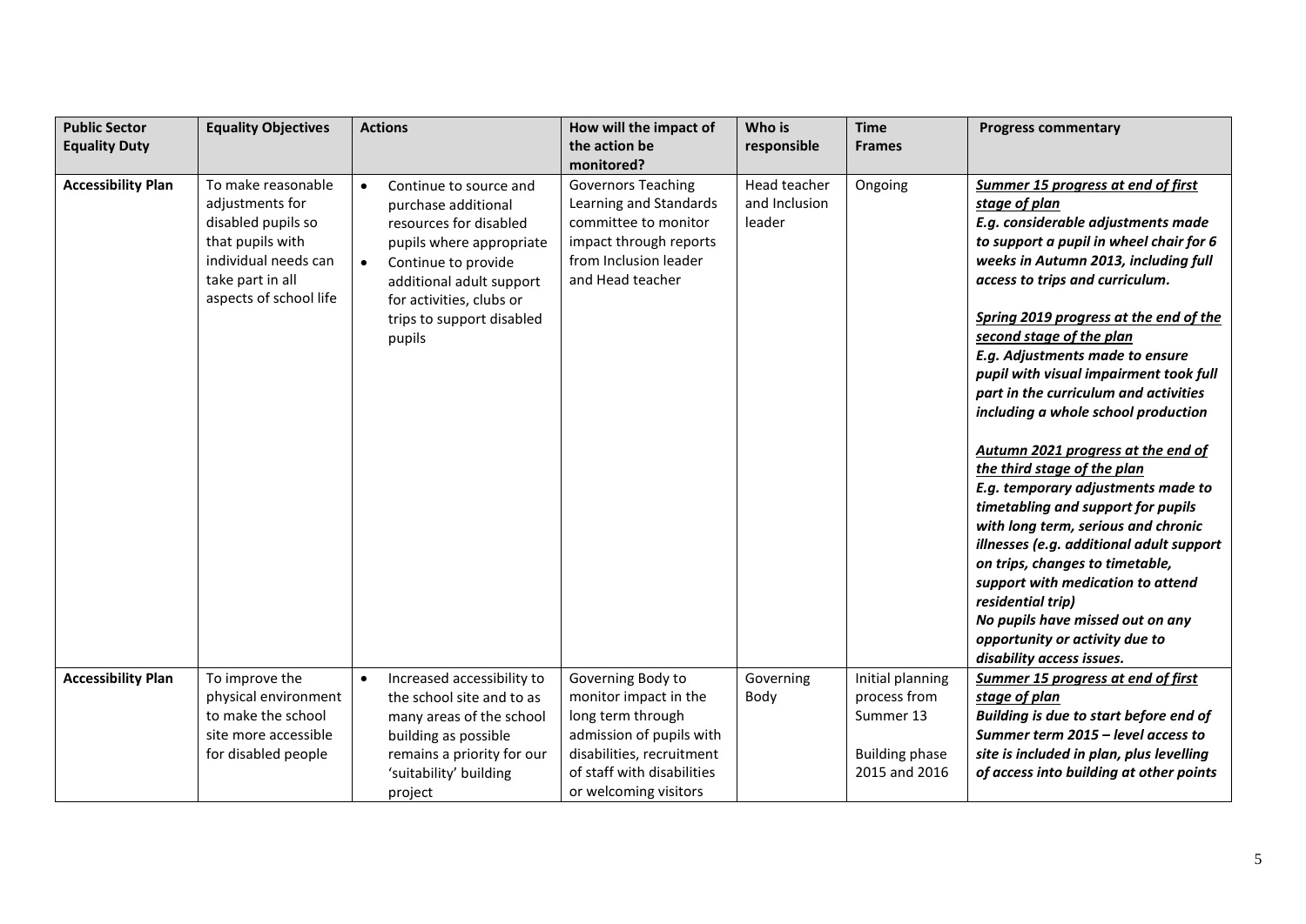| Public Sector Equality Duty | Equality Objectives | Actions | How will the impact of the action be monitored? | Who is responsible | Time Frames | Progress commentary |
|---|---|---|---|---|---|---|
| **Accessibility Plan** | To make reasonable adjustments for disabled pupils so that pupils with individual needs can take part in all aspects of school life | • Continue to source and purchase additional resources for disabled pupils where appropriate<br>• Continue to provide additional adult support for activities, clubs or trips to support disabled pupils | Governors Teaching Learning and Standards committee to monitor impact through reports from Inclusion leader and Head teacher | Head teacher and Inclusion leader | Ongoing | ***<u>Summer 15 progress at end of first stage of plan</u>***<br>***E.g. considerable adjustments made to support a pupil in wheel chair for 6 weeks in Autumn 2013, including full access to trips and curriculum.***<br><br>***<u>Spring 2019 progress at the end of the second stage of the plan</u>***<br>***E.g. Adjustments made to ensure pupil with visual impairment took full part in the curriculum and activities including a whole school production***<br><br>***<u>Autumn 2021 progress at the end of the third stage of the plan</u>***<br>***E.g. temporary adjustments made to timetabling and support for pupils with long term, serious and chronic illnesses (e.g. additional adult support on trips, changes to timetable, support with medication to attend residential trip)***<br>***No pupils have missed out on any opportunity or activity due to disability access issues.*** |
| **Accessibility Plan** | To improve the physical environment to make the school site more accessible for disabled people | • Increased accessibility to the school site and to as many areas of the school building as possible remains a priority for our 'suitability' building project | Governing Body to monitor impact in the long term through admission of pupils with disabilities, recruitment of staff with disabilities or welcoming visitors | Governing Body | Initial planning process from Summer 13<br><br>Building phase 2015 and 2016 | ***<u>Summer 15 progress at end of first stage of plan</u>***<br>***Building is due to start before end of Summer term 2015 – level access to site is included in plan, plus levelling of access into building at other points*** |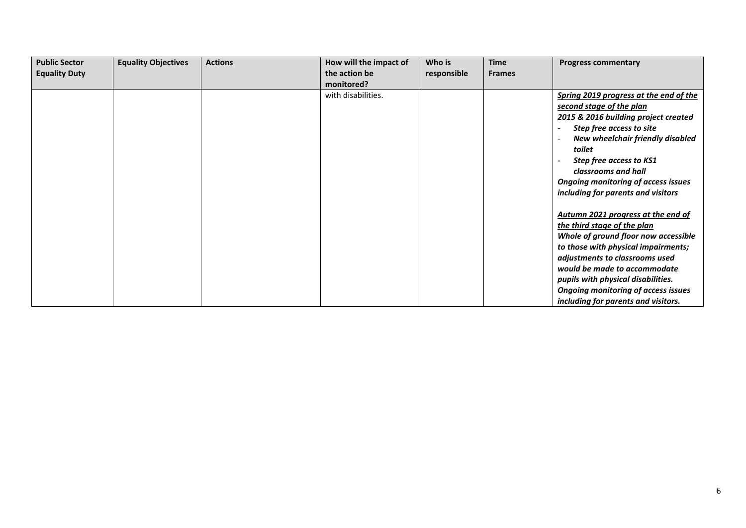| Public Sector Equality Duty | Equality Objectives | Actions | How will the impact of the action be monitored? | Who is responsible | Time Frames | Progress commentary |
|---|---|---|---|---|---|---|
| | | | with disabilities. | | | ***<u>Spring 2019 progress at the end of the second stage of the plan</u>***<br>***2015 & 2016 building project created***<br>- ***Step free access to site***<br>- ***New wheelchair friendly disabled toilet***<br>- ***Step free access to KS1 classrooms and hall***<br>***Ongoing monitoring of access issues including for parents and visitors***<br><br>***<u>Autumn 2021 progress at the end of the third stage of the plan</u>***<br>***Whole of ground floor now accessible to those with physical impairments; adjustments to classrooms used would be made to accommodate pupils with physical disabilities.***<br>***Ongoing monitoring of access issues including for parents and visitors.*** |